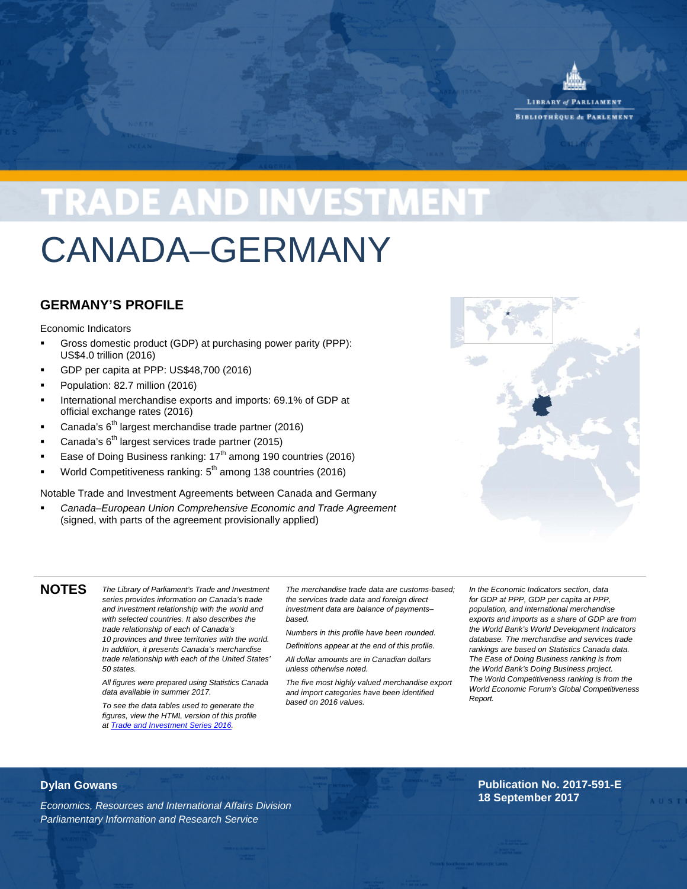LIBRARY of PARLIAMENT
BIBLIOTHÈQUE du PARLEMENT

# TRADE AND INVESTMENT

# CANADA–GERMANY

## GERMANY'S PROFILE

Economic Indicators

- Gross domestic product (GDP) at purchasing power parity (PPP): US$4.0 trillion (2016)
- GDP per capita at PPP: US$48,700 (2016)
- Population: 82.7 million (2016)
- International merchandise exports and imports: 69.1% of GDP at official exchange rates (2016)
- Canada's 6th largest merchandise trade partner (2016)
- Canada's 6th largest services trade partner (2015)
- Ease of Doing Business ranking: 17th among 190 countries (2016)
- World Competitiveness ranking: 5th among 138 countries (2016)

Notable Trade and Investment Agreements between Canada and Germany

- *Canada–European Union Comprehensive Economic and Trade Agreement* (signed, with parts of the agreement provisionally applied)

## NOTES

*The Library of Parliament's Trade and Investment series provides information on Canada's trade and investment relationship with the world and with selected countries. It also describes the trade relationship of each of Canada's 10 provinces and three territories with the world. In addition, it presents Canada's merchandise trade relationship with each of the United States' 50 states.*

*All figures were prepared using Statistics Canada data available in summer 2017.*

*To see the data tables used to generate the figures, view the HTML version of this profile at Trade and Investment Series 2016.*

*The merchandise trade data are customs-based; the services trade data and foreign direct investment data are balance of payments–based.*

*Numbers in this profile have been rounded.*

*Definitions appear at the end of this profile.*

*All dollar amounts are in Canadian dollars unless otherwise noted.*

*The five most highly valued merchandise export and import categories have been identified based on 2016 values.*

*In the Economic Indicators section, data for GDP at PPP, GDP per capita at PPP, population, and international merchandise exports and imports as a share of GDP are from the World Bank's World Development Indicators database. The merchandise and services trade rankings are based on Statistics Canada data. The Ease of Doing Business ranking is from the World Bank's Doing Business project. The World Competitiveness ranking is from the World Economic Forum's Global Competitiveness Report.*

**Dylan Gowans**

*Economics, Resources and International Affairs Division*
*Parliamentary Information and Research Service*

**Publication No. 2017-591-E**
**18 September 2017**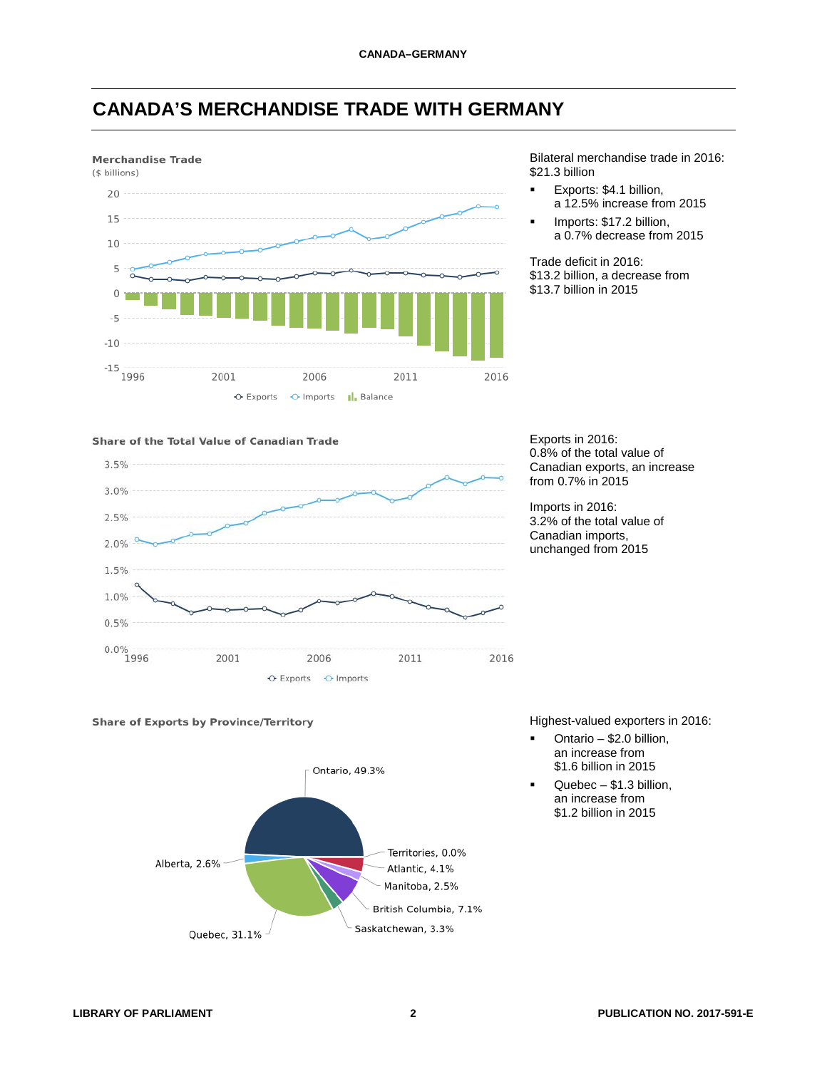# CANADA'S MERCHANDISE TRADE WITH GERMANY

**Merchandise Trade**
($ billions)

Bilateral merchandise trade in 2016: $21.3 billion

- Exports: $4.1 billion, a 12.5% increase from 2015
- Imports: $17.2 billion, a 0.7% decrease from 2015

Trade deficit in 2016: $13.2 billion, a decrease from $13.7 billion in 2015

**Share of the Total Value of Canadian Trade**

Exports in 2016: 0.8% of the total value of Canadian exports, an increase from 0.7% in 2015

Imports in 2016: 3.2% of the total value of Canadian imports, unchanged from 2015

**Share of Exports by Province/Territory**

Ontario, 49.3%; Quebec, 31.1%; British Columbia, 7.1%; Atlantic, 4.1%; Saskatchewan, 3.3%; Alberta, 2.6%; Manitoba, 2.5%; Territories, 0.0%

Highest-valued exporters in 2016:

- Ontario – $2.0 billion, an increase from $1.6 billion in 2015
- Quebec – $1.3 billion, an increase from $1.2 billion in 2015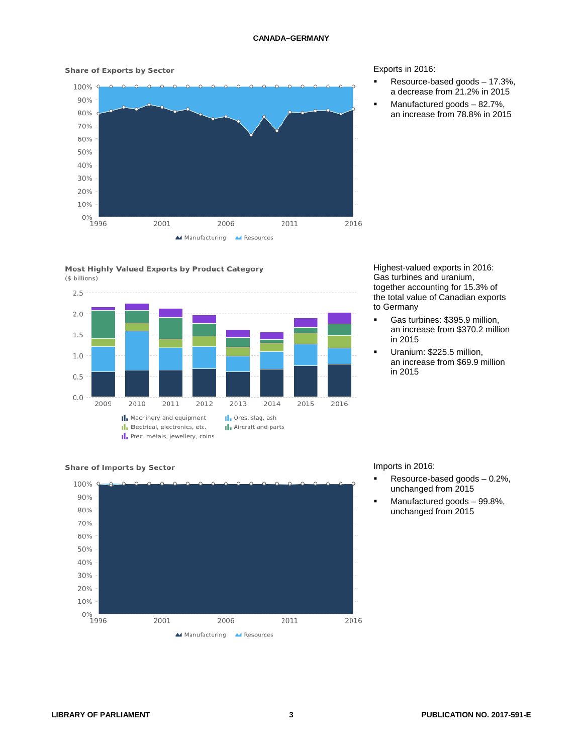## CANADA–GERMANY

**Share of Exports by Sector**

Manufacturing | Resources

Exports in 2016:

- Resource-based goods – 17.3%, a decrease from 21.2% in 2015
- Manufactured goods – 82.7%, an increase from 78.8% in 2015

**Most Highly Valued Exports by Product Category**
($ billions)

Machinery and equipment | Ores, slag, ash | Electrical, electronics, etc. | Aircraft and parts | Prec. metals, jewellery, coins

Highest-valued exports in 2016: Gas turbines and uranium, together accounting for 15.3% of the total value of Canadian exports to Germany

- Gas turbines: $395.9 million, an increase from $370.2 million in 2015
- Uranium: $225.5 million, an increase from $69.9 million in 2015

**Share of Imports by Sector**

Manufacturing | Resources

Imports in 2016:

- Resource-based goods – 0.2%, unchanged from 2015
- Manufactured goods – 99.8%, unchanged from 2015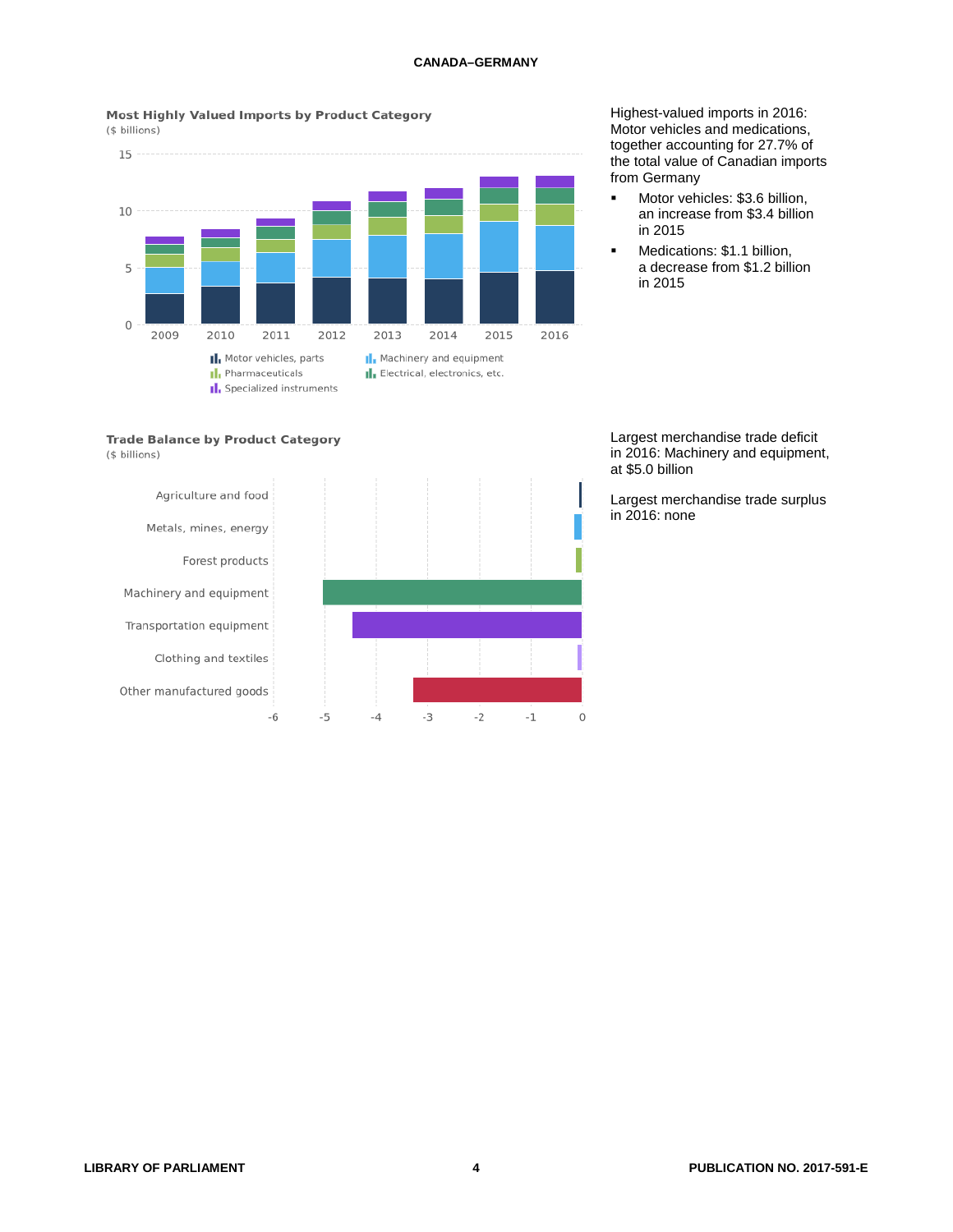## CANADA–GERMANY

**Most Highly Valued Imports by Product Category**
($ billions)

Highest-valued imports in 2016: Motor vehicles and medications, together accounting for 27.7% of the total value of Canadian imports from Germany

- Motor vehicles: $3.6 billion, an increase from $3.4 billion in 2015
- Medications: $1.1 billion, a decrease from $1.2 billion in 2015

**Trade Balance by Product Category**
($ billions)

Largest merchandise trade deficit in 2016: Machinery and equipment, at $5.0 billion

Largest merchandise trade surplus in 2016: none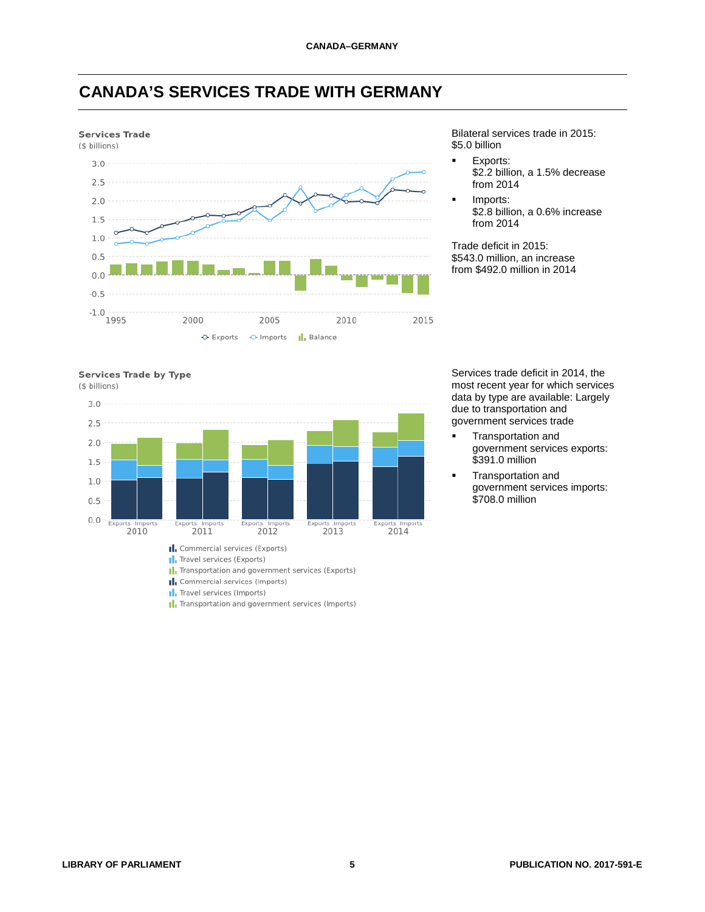## CANADA'S SERVICES TRADE WITH GERMANY

**Services Trade**
($ billions)

Bilateral services trade in 2015: $5.0 billion

- Exports: $2.2 billion, a 1.5% decrease from 2014
- Imports: $2.8 billion, a 0.6% increase from 2014

Trade deficit in 2015: $543.0 million, an increase from $492.0 million in 2014

**Services Trade by Type**
($ billions)

Services trade deficit in 2014, the most recent year for which services data by type are available: Largely due to transportation and government services trade

- Transportation and government services exports: $391.0 million
- Transportation and government services imports: $708.0 million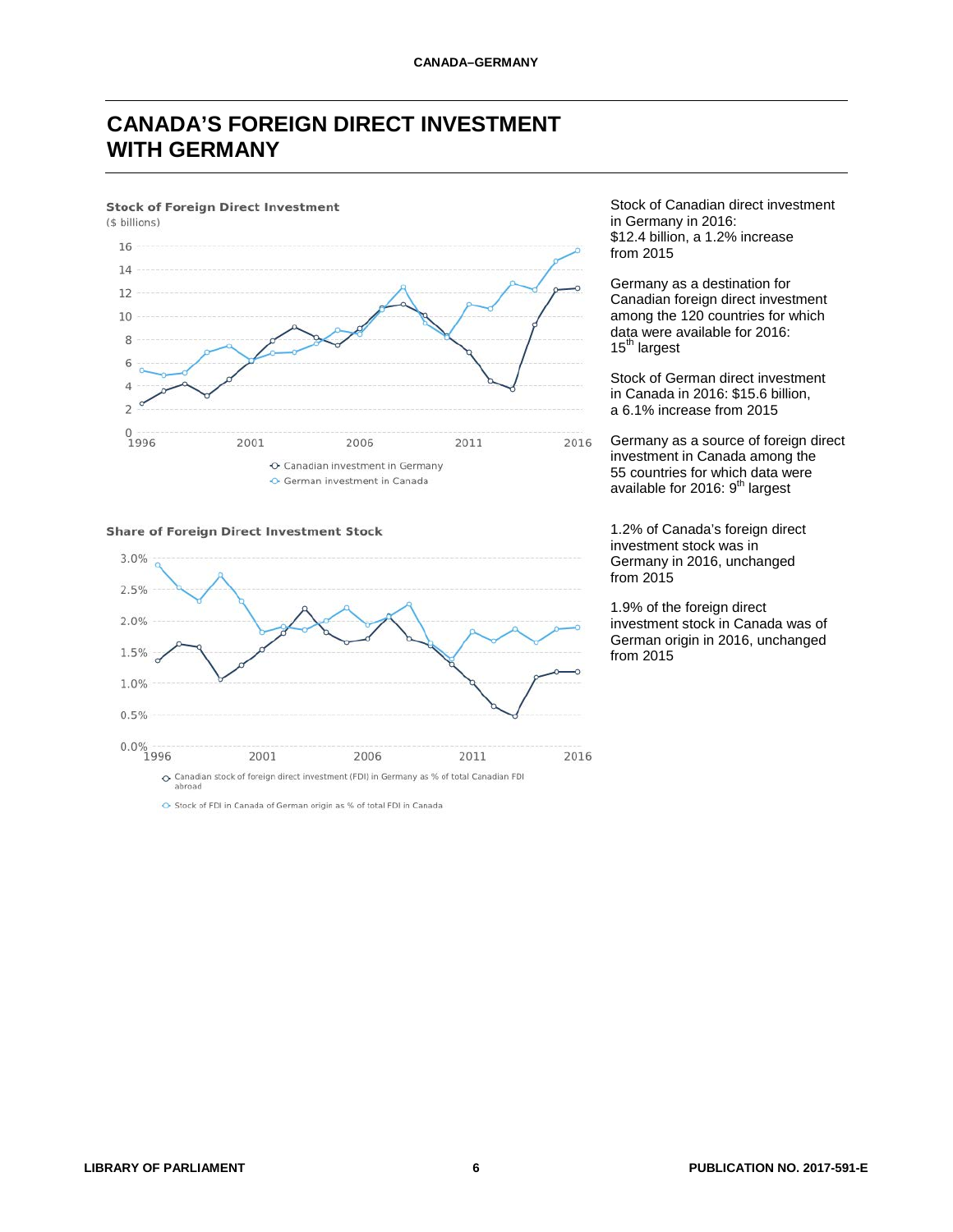# CANADA'S FOREIGN DIRECT INVESTMENT WITH GERMANY

**Stock of Foreign Direct Investment**
($ billions)

Canadian investment in Germany
German investment in Canada

**Share of Foreign Direct Investment Stock**

Canadian stock of foreign direct investment (FDI) in Germany as % of total Canadian FDI abroad

Stock of FDI in Canada of German origin as % of total FDI in Canada

Stock of Canadian direct investment in Germany in 2016: $12.4 billion, a 1.2% increase from 2015

Germany as a destination for Canadian foreign direct investment among the 120 countries for which data were available for 2016: 15th largest

Stock of German direct investment in Canada in 2016: $15.6 billion, a 6.1% increase from 2015

Germany as a source of foreign direct investment in Canada among the 55 countries for which data were available for 2016: 9th largest

1.2% of Canada's foreign direct investment stock was in Germany in 2016, unchanged from 2015

1.9% of the foreign direct investment stock in Canada was of German origin in 2016, unchanged from 2015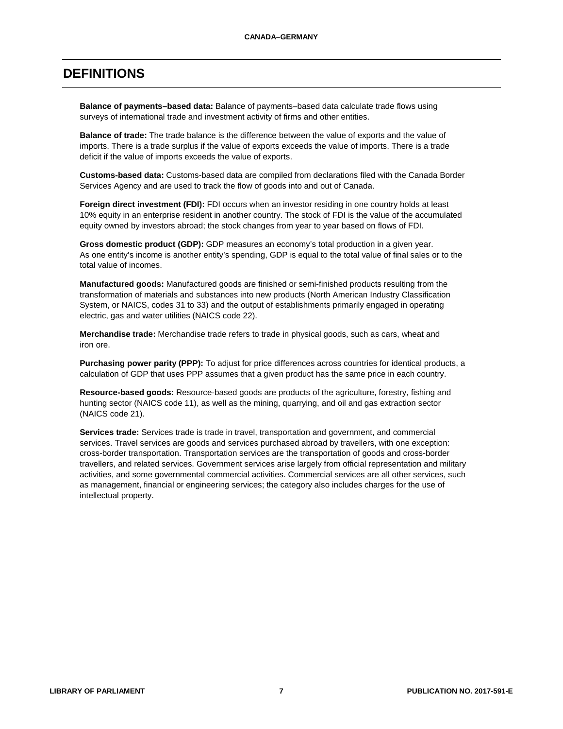# DEFINITIONS

**Balance of payments–based data:** Balance of payments–based data calculate trade flows using surveys of international trade and investment activity of firms and other entities.

**Balance of trade:** The trade balance is the difference between the value of exports and the value of imports. There is a trade surplus if the value of exports exceeds the value of imports. There is a trade deficit if the value of imports exceeds the value of exports.

**Customs-based data:** Customs-based data are compiled from declarations filed with the Canada Border Services Agency and are used to track the flow of goods into and out of Canada.

**Foreign direct investment (FDI):** FDI occurs when an investor residing in one country holds at least 10% equity in an enterprise resident in another country. The stock of FDI is the value of the accumulated equity owned by investors abroad; the stock changes from year to year based on flows of FDI.

**Gross domestic product (GDP):** GDP measures an economy's total production in a given year. As one entity's income is another entity's spending, GDP is equal to the total value of final sales or to the total value of incomes.

**Manufactured goods:** Manufactured goods are finished or semi-finished products resulting from the transformation of materials and substances into new products (North American Industry Classification System, or NAICS, codes 31 to 33) and the output of establishments primarily engaged in operating electric, gas and water utilities (NAICS code 22).

**Merchandise trade:** Merchandise trade refers to trade in physical goods, such as cars, wheat and iron ore.

**Purchasing power parity (PPP):** To adjust for price differences across countries for identical products, a calculation of GDP that uses PPP assumes that a given product has the same price in each country.

**Resource-based goods:** Resource-based goods are products of the agriculture, forestry, fishing and hunting sector (NAICS code 11), as well as the mining, quarrying, and oil and gas extraction sector (NAICS code 21).

**Services trade:** Services trade is trade in travel, transportation and government, and commercial services. Travel services are goods and services purchased abroad by travellers, with one exception: cross-border transportation. Transportation services are the transportation of goods and cross-border travellers, and related services. Government services arise largely from official representation and military activities, and some governmental commercial activities. Commercial services are all other services, such as management, financial or engineering services; the category also includes charges for the use of intellectual property.